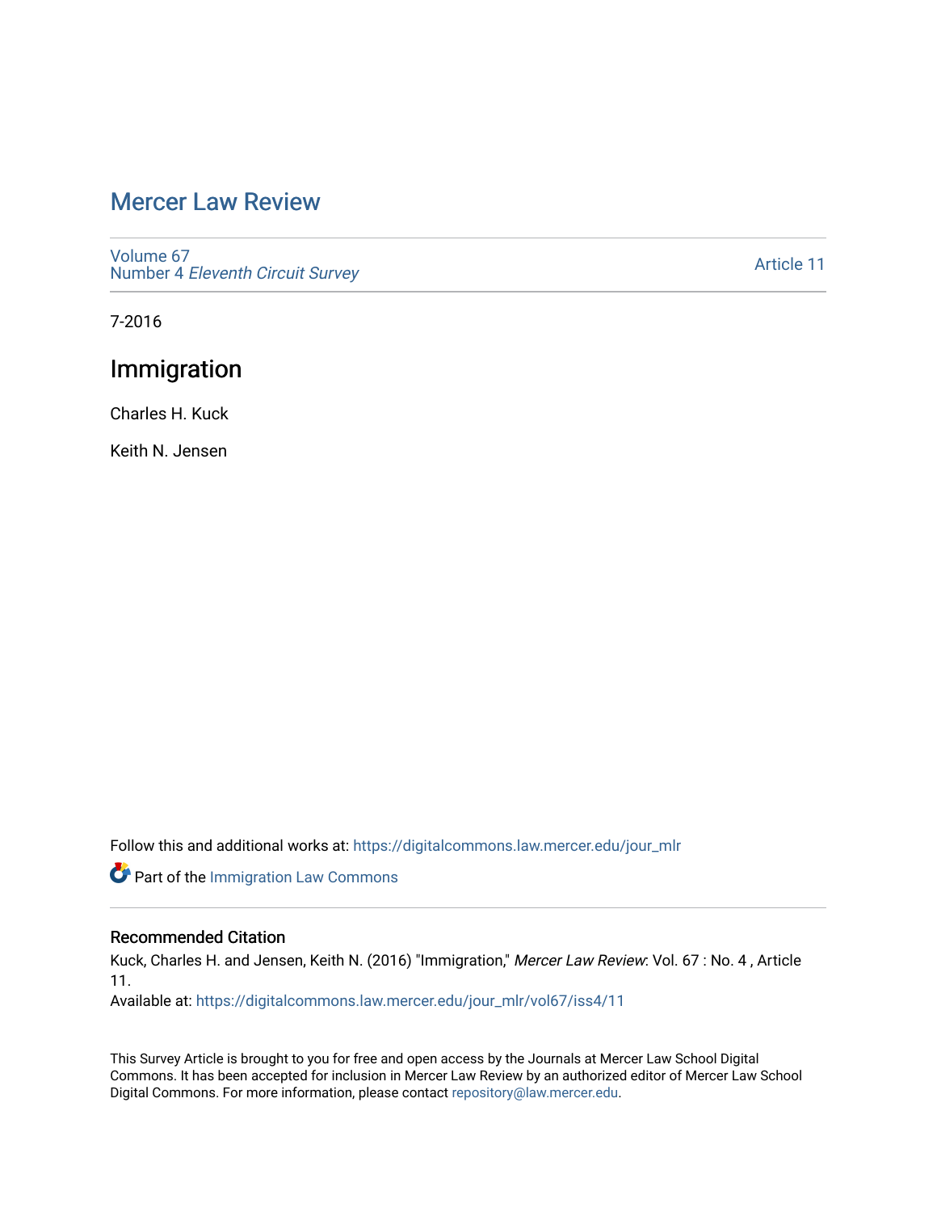# Mercer Law Review

Volume 67
Number 4 *Eleventh Circuit Survey*

Article 11

7-2016

## Immigration

Charles H. Kuck

Keith N. Jensen

Follow this and additional works at: https://digitalcommons.law.mercer.edu/jour_mlr

Part of the Immigration Law Commons

### Recommended Citation

Kuck, Charles H. and Jensen, Keith N. (2016) "Immigration," *Mercer Law Review*: Vol. 67 : No. 4 , Article 11.

Available at: https://digitalcommons.law.mercer.edu/jour_mlr/vol67/iss4/11

This Survey Article is brought to you for free and open access by the Journals at Mercer Law School Digital Commons. It has been accepted for inclusion in Mercer Law Review by an authorized editor of Mercer Law School Digital Commons. For more information, please contact repository@law.mercer.edu.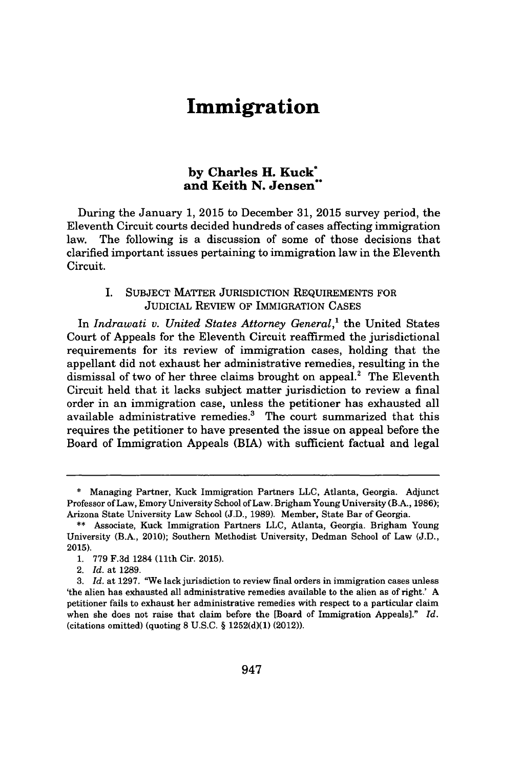# Immigration

**by Charles H. Kuck[*]**
**and Keith N. Jensen[**]**

During the January 1, 2015 to December 31, 2015 survey period, the Eleventh Circuit courts decided hundreds of cases affecting immigration law. The following is a discussion of some of those decisions that clarified important issues pertaining to immigration law in the Eleventh Circuit.

## I. SUBJECT MATTER JURISDICTION REQUIREMENTS FOR JUDICIAL REVIEW OF IMMIGRATION CASES

In *Indrawati v. United States Attorney General*,[1] the United States Court of Appeals for the Eleventh Circuit reaffirmed the jurisdictional requirements for its review of immigration cases, holding that the appellant did not exhaust her administrative remedies, resulting in the dismissal of two of her three claims brought on appeal.[2] The Eleventh Circuit held that it lacks subject matter jurisdiction to review a final order in an immigration case, unless the petitioner has exhausted all available administrative remedies.[3] The court summarized that this requires the petitioner to have presented the issue on appeal before the Board of Immigration Appeals (BIA) with sufficient factual and legal

---

\* Managing Partner, Kuck Immigration Partners LLC, Atlanta, Georgia. Adjunct Professor of Law, Emory University School of Law. Brigham Young University (B.A., 1986); Arizona State University Law School (J.D., 1989). Member, State Bar of Georgia.

\*\* Associate, Kuck Immigration Partners LLC, Atlanta, Georgia. Brigham Young University (B.A., 2010); Southern Methodist University, Dedman School of Law (J.D., 2015).

1. 779 F.3d 1284 (11th Cir. 2015).

2. *Id.* at 1289.

3. *Id.* at 1297. "We lack jurisdiction to review final orders in immigration cases unless 'the alien has exhausted all administrative remedies available to the alien as of right.' A petitioner fails to exhaust her administrative remedies with respect to a particular claim when she does not raise that claim before the [Board of Immigration Appeals]." *Id.* (citations omitted) (quoting 8 U.S.C. § 1252(d)(1) (2012)).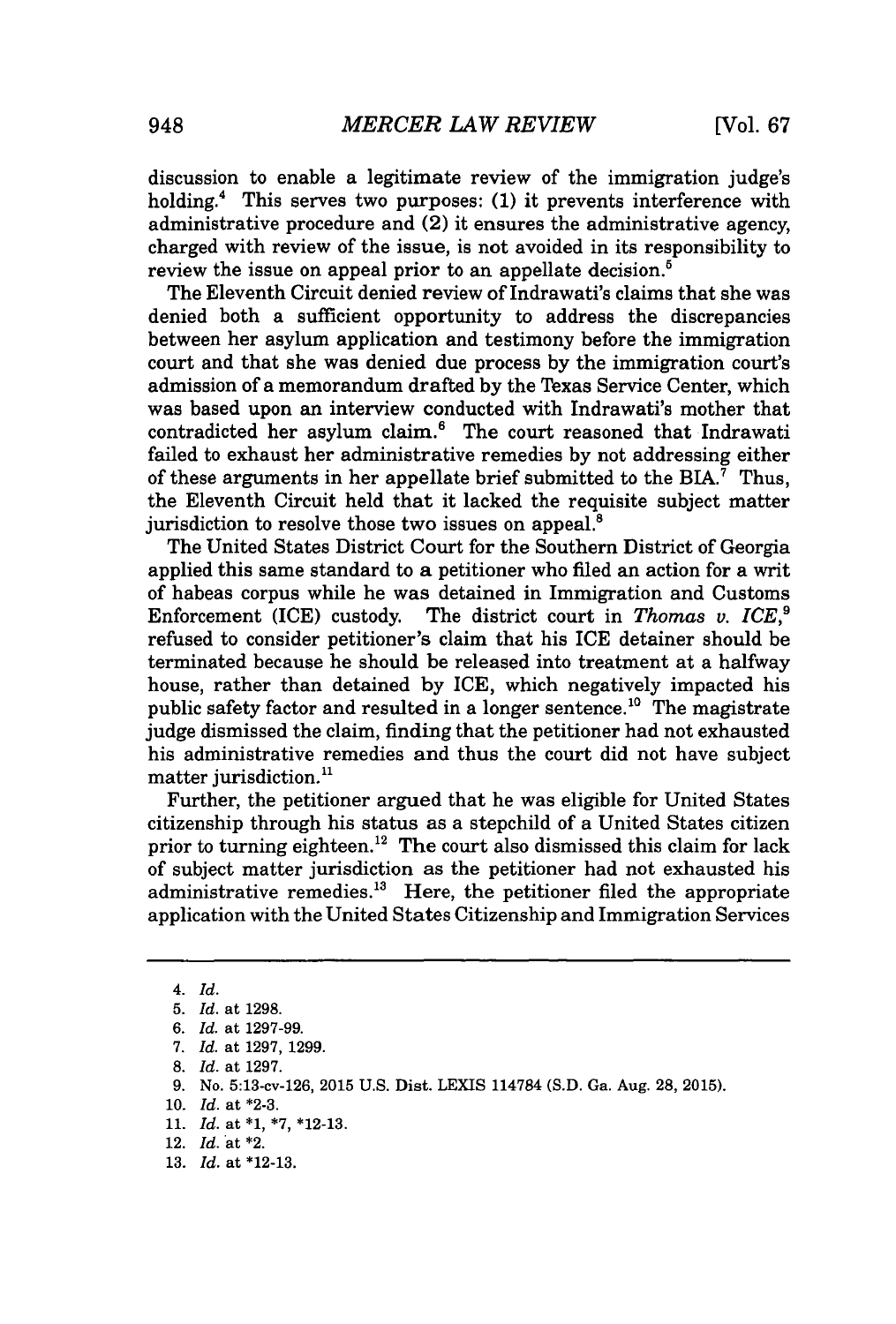discussion to enable a legitimate review of the immigration judge's holding.[4] This serves two purposes: (1) it prevents interference with administrative procedure and (2) it ensures the administrative agency, charged with review of the issue, is not avoided in its responsibility to review the issue on appeal prior to an appellate decision.[5]

The Eleventh Circuit denied review of Indrawati's claims that she was denied both a sufficient opportunity to address the discrepancies between her asylum application and testimony before the immigration court and that she was denied due process by the immigration court's admission of a memorandum drafted by the Texas Service Center, which was based upon an interview conducted with Indrawati's mother that contradicted her asylum claim.[6] The court reasoned that Indrawati failed to exhaust her administrative remedies by not addressing either of these arguments in her appellate brief submitted to the BIA.[7] Thus, the Eleventh Circuit held that it lacked the requisite subject matter jurisdiction to resolve those two issues on appeal.[8]

The United States District Court for the Southern District of Georgia applied this same standard to a petitioner who filed an action for a writ of habeas corpus while he was detained in Immigration and Customs Enforcement (ICE) custody. The district court in *Thomas v. ICE*,[9] refused to consider petitioner's claim that his ICE detainer should be terminated because he should be released into treatment at a halfway house, rather than detained by ICE, which negatively impacted his public safety factor and resulted in a longer sentence.[10] The magistrate judge dismissed the claim, finding that the petitioner had not exhausted his administrative remedies and thus the court did not have subject matter jurisdiction.[11]

Further, the petitioner argued that he was eligible for United States citizenship through his status as a stepchild of a United States citizen prior to turning eighteen.[12] The court also dismissed this claim for lack of subject matter jurisdiction as the petitioner had not exhausted his administrative remedies.[13] Here, the petitioner filed the appropriate application with the United States Citizenship and Immigration Services

---

4. *Id.*
5. *Id.* at 1298.
6. *Id.* at 1297-99.
7. *Id.* at 1297, 1299.
8. *Id.* at 1297.
9. No. 5:13-cv-126, 2015 U.S. Dist. LEXIS 114784 (S.D. Ga. Aug. 28, 2015).
10. *Id.* at *2-3.
11. *Id.* at *1, *7, *12-13.
12. *Id.* at *2.
13. *Id.* at *12-13.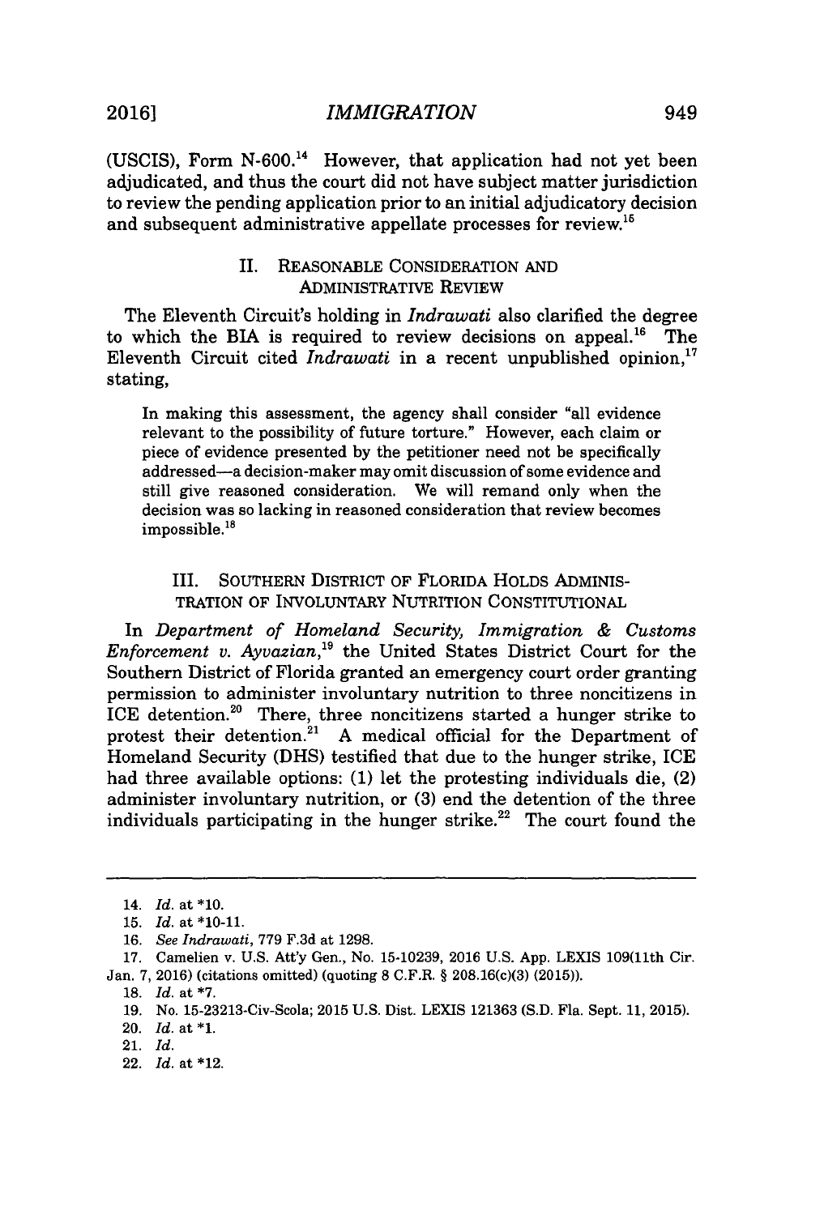(USCIS), Form N-600.[14] However, that application had not yet been adjudicated, and thus the court did not have subject matter jurisdiction to review the pending application prior to an initial adjudicatory decision and subsequent administrative appellate processes for review.[15]

## II. REASONABLE CONSIDERATION AND ADMINISTRATIVE REVIEW

The Eleventh Circuit's holding in *Indrawati* also clarified the degree to which the BIA is required to review decisions on appeal.[16] The Eleventh Circuit cited *Indrawati* in a recent unpublished opinion,[17] stating,

> In making this assessment, the agency shall consider "all evidence relevant to the possibility of future torture." However, each claim or piece of evidence presented by the petitioner need not be specifically addressed—a decision-maker may omit discussion of some evidence and still give reasoned consideration. We will remand only when the decision was so lacking in reasoned consideration that review becomes impossible.[18]

## III. SOUTHERN DISTRICT OF FLORIDA HOLDS ADMINISTRATION OF INVOLUNTARY NUTRITION CONSTITUTIONAL

In *Department of Homeland Security, Immigration & Customs Enforcement v. Ayvazian*,[19] the United States District Court for the Southern District of Florida granted an emergency court order granting permission to administer involuntary nutrition to three noncitizens in ICE detention.[20] There, three noncitizens started a hunger strike to protest their detention.[21] A medical official for the Department of Homeland Security (DHS) testified that due to the hunger strike, ICE had three available options: (1) let the protesting individuals die, (2) administer involuntary nutrition, or (3) end the detention of the three individuals participating in the hunger strike.[22] The court found the

---

14. *Id.* at *10.

15. *Id.* at *10-11.

16. *See Indrawati*, 779 F.3d at 1298.

17. Camelien v. U.S. Att'y Gen., No. 15-10239, 2016 U.S. App. LEXIS 109(11th Cir. Jan. 7, 2016) (citations omitted) (quoting 8 C.F.R. § 208.16(c)(3) (2015)).

18. *Id.* at *7.

19. No. 15-23213-Civ-Scola; 2015 U.S. Dist. LEXIS 121363 (S.D. Fla. Sept. 11, 2015).

20. *Id.* at *1.

21. *Id.*

22. *Id.* at *12.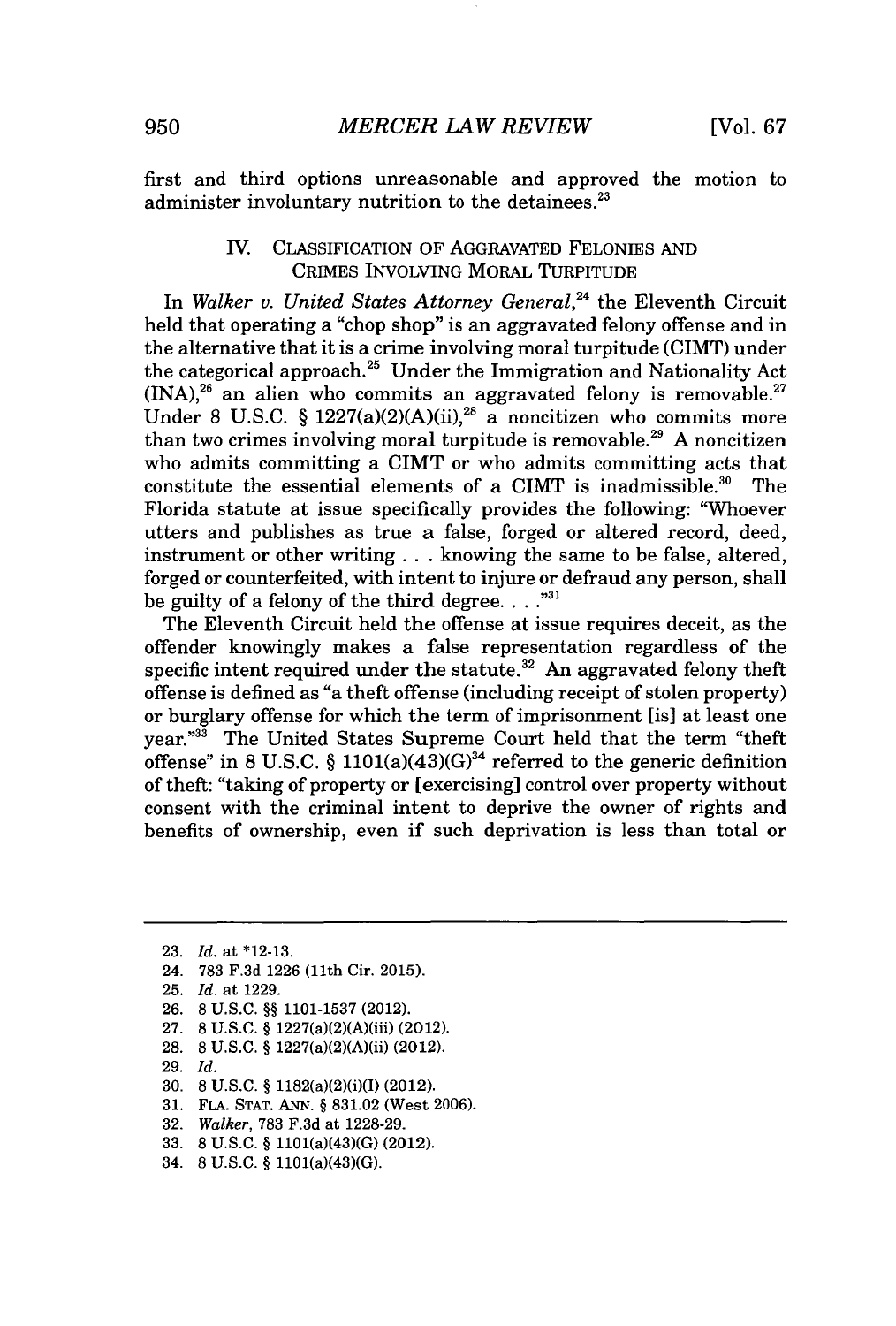first and third options unreasonable and approved the motion to administer involuntary nutrition to the detainees.[23]

## IV. CLASSIFICATION OF AGGRAVATED FELONIES AND CRIMES INVOLVING MORAL TURPITUDE

In *Walker v. United States Attorney General*,[24] the Eleventh Circuit held that operating a "chop shop" is an aggravated felony offense and in the alternative that it is a crime involving moral turpitude (CIMT) under the categorical approach.[25] Under the Immigration and Nationality Act (INA),[26] an alien who commits an aggravated felony is removable.[27] Under 8 U.S.C. § 1227(a)(2)(A)(ii),[28] a noncitizen who commits more than two crimes involving moral turpitude is removable.[29] A noncitizen who admits committing a CIMT or who admits committing acts that constitute the essential elements of a CIMT is inadmissible.[30] The Florida statute at issue specifically provides the following: "Whoever utters and publishes as true a false, forged or altered record, deed, instrument or other writing . . . knowing the same to be false, altered, forged or counterfeited, with intent to injure or defraud any person, shall be guilty of a felony of the third degree. . . ."[31]

The Eleventh Circuit held the offense at issue requires deceit, as the offender knowingly makes a false representation regardless of the specific intent required under the statute.[32] An aggravated felony theft offense is defined as "a theft offense (including receipt of stolen property) or burglary offense for which the term of imprisonment [is] at least one year."[33] The United States Supreme Court held that the term "theft offense" in 8 U.S.C. § 1101(a)(43)(G)[34] referred to the generic definition of theft: "taking of property or [exercising] control over property without consent with the criminal intent to deprive the owner of rights and benefits of ownership, even if such deprivation is less than total or

---

23. *Id.* at *12-13.
24. 783 F.3d 1226 (11th Cir. 2015).
25. *Id.* at 1229.
26. 8 U.S.C. §§ 1101-1537 (2012).
27. 8 U.S.C. § 1227(a)(2)(A)(iii) (2012).
28. 8 U.S.C. § 1227(a)(2)(A)(ii) (2012).
29. *Id.*
30. 8 U.S.C. § 1182(a)(2)(i)(I) (2012).
31. FLA. STAT. ANN. § 831.02 (West 2006).
32. *Walker*, 783 F.3d at 1228-29.
33. 8 U.S.C. § 1101(a)(43)(G) (2012).
34. 8 U.S.C. § 1101(a)(43)(G).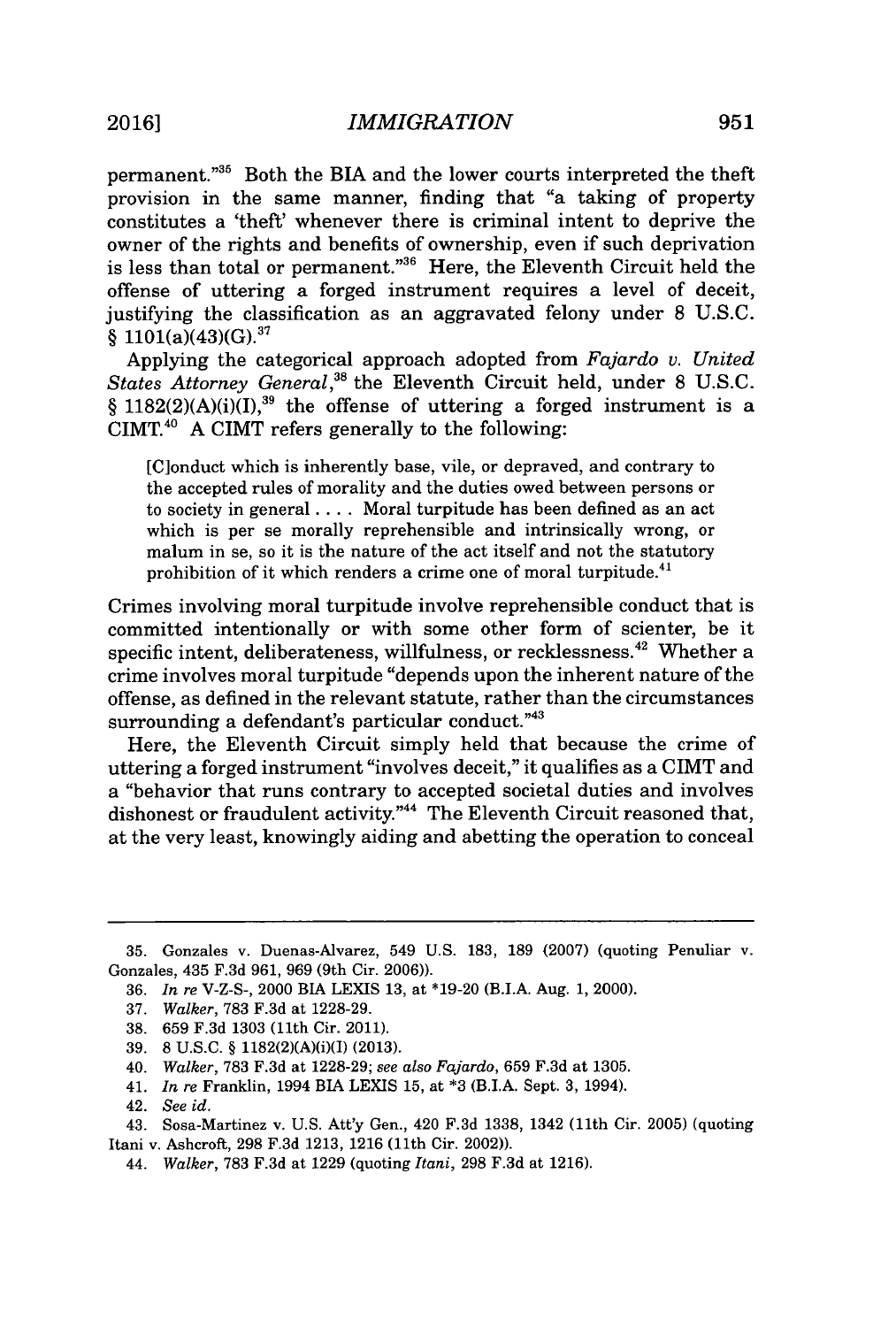permanent."[35] Both the BIA and the lower courts interpreted the theft provision in the same manner, finding that "a taking of property constitutes a 'theft' whenever there is criminal intent to deprive the owner of the rights and benefits of ownership, even if such deprivation is less than total or permanent."[36] Here, the Eleventh Circuit held the offense of uttering a forged instrument requires a level of deceit, justifying the classification as an aggravated felony under 8 U.S.C. § 1101(a)(43)(G).[37]

Applying the categorical approach adopted from *Fajardo v. United States Attorney General*,[38] the Eleventh Circuit held, under 8 U.S.C. § 1182(2)(A)(i)(I),[39] the offense of uttering a forged instrument is a CIMT.[40] A CIMT refers generally to the following:

> [C]onduct which is inherently base, vile, or depraved, and contrary to the accepted rules of morality and the duties owed between persons or to society in general . . . . Moral turpitude has been defined as an act which is per se morally reprehensible and intrinsically wrong, or malum in se, so it is the nature of the act itself and not the statutory prohibition of it which renders a crime one of moral turpitude.[41]

Crimes involving moral turpitude involve reprehensible conduct that is committed intentionally or with some other form of scienter, be it specific intent, deliberateness, willfulness, or recklessness.[42] Whether a crime involves moral turpitude "depends upon the inherent nature of the offense, as defined in the relevant statute, rather than the circumstances surrounding a defendant's particular conduct."[43]

Here, the Eleventh Circuit simply held that because the crime of uttering a forged instrument "involves deceit," it qualifies as a CIMT and a "behavior that runs contrary to accepted societal duties and involves dishonest or fraudulent activity."[44] The Eleventh Circuit reasoned that, at the very least, knowingly aiding and abetting the operation to conceal

---

35. Gonzales v. Duenas-Alvarez, 549 U.S. 183, 189 (2007) (quoting Penuliar v. Gonzales, 435 F.3d 961, 969 (9th Cir. 2006)).

36. *In re* V-Z-S-, 2000 BIA LEXIS 13, at *19-20 (B.I.A. Aug. 1, 2000).

37. *Walker*, 783 F.3d at 1228-29.

38. 659 F.3d 1303 (11th Cir. 2011).

39. 8 U.S.C. § 1182(2)(A)(i)(I) (2013).

40. *Walker*, 783 F.3d at 1228-29; *see also Fajardo*, 659 F.3d at 1305.

41. *In re* Franklin, 1994 BIA LEXIS 15, at *3 (B.I.A. Sept. 3, 1994).

42. *See id.*

43. Sosa-Martinez v. U.S. Att'y Gen., 420 F.3d 1338, 1342 (11th Cir. 2005) (quoting Itani v. Ashcroft, 298 F.3d 1213, 1216 (11th Cir. 2002)).

44. *Walker*, 783 F.3d at 1229 (quoting *Itani*, 298 F.3d at 1216).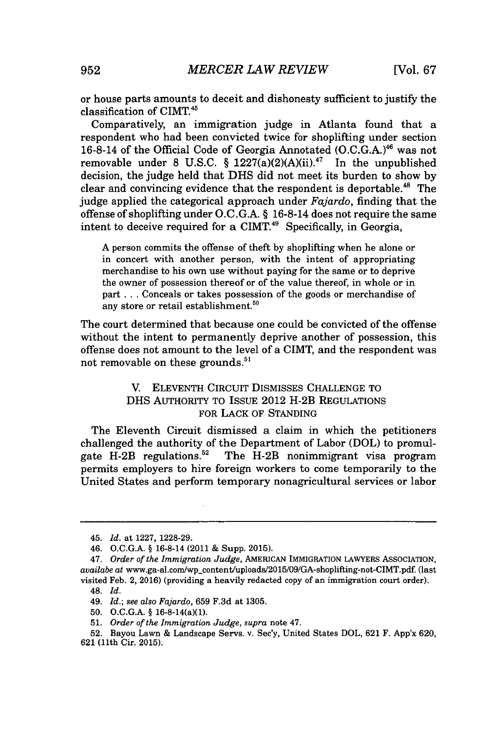or house parts amounts to deceit and dishonesty sufficient to justify the classification of CIMT.[45]

Comparatively, an immigration judge in Atlanta found that a respondent who had been convicted twice for shoplifting under section 16-8-14 of the Official Code of Georgia Annotated (O.C.G.A.)[46] was not removable under 8 U.S.C. § 1227(a)(2)(A)(ii).[47] In the unpublished decision, the judge held that DHS did not meet its burden to show by clear and convincing evidence that the respondent is deportable.[48] The judge applied the categorical approach under *Fajardo*, finding that the offense of shoplifting under O.C.G.A. § 16-8-14 does not require the same intent to deceive required for a CIMT.[49] Specifically, in Georgia,

> A person commits the offense of theft by shoplifting when he alone or in concert with another person, with the intent of appropriating merchandise to his own use without paying for the same or to deprive the owner of possession thereof or of the value thereof, in whole or in part . . . Conceals or takes possession of the goods or merchandise of any store or retail establishment.[50]

The court determined that because one could be convicted of the offense without the intent to permanently deprive another of possession, this offense does not amount to the level of a CIMT, and the respondent was not removable on these grounds.[51]

## V. ELEVENTH CIRCUIT DISMISSES CHALLENGE TO DHS AUTHORITY TO ISSUE 2012 H-2B REGULATIONS FOR LACK OF STANDING

The Eleventh Circuit dismissed a claim in which the petitioners challenged the authority of the Department of Labor (DOL) to promulgate H-2B regulations.[52] The H-2B nonimmigrant visa program permits employers to hire foreign workers to come temporarily to the United States and perform temporary nonagricultural services or labor

---

45. *Id.* at 1227, 1228-29.

46. O.C.G.A. § 16-8-14 (2011 & Supp. 2015).

47. *Order of the Immigration Judge*, AMERICAN IMMIGRATION LAWYERS ASSOCIATION, *availabe at* www.ga-al.com/wp_content/uploads/2015/09/GA-shoplifting-not-CIMT.pdf. (last visited Feb. 2, 2016) (providing a heavily redacted copy of an immigration court order).

48. *Id.*

49. *Id.*; *see also Fajardo*, 659 F.3d at 1305.

50. O.C.G.A. § 16-8-14(a)(1).

51. *Order of the Immigration Judge*, *supra* note 47.

52. Bayou Lawn & Landscape Servs. v. Sec'y, United States DOL, 621 F. App'x 620, 621 (11th Cir. 2015).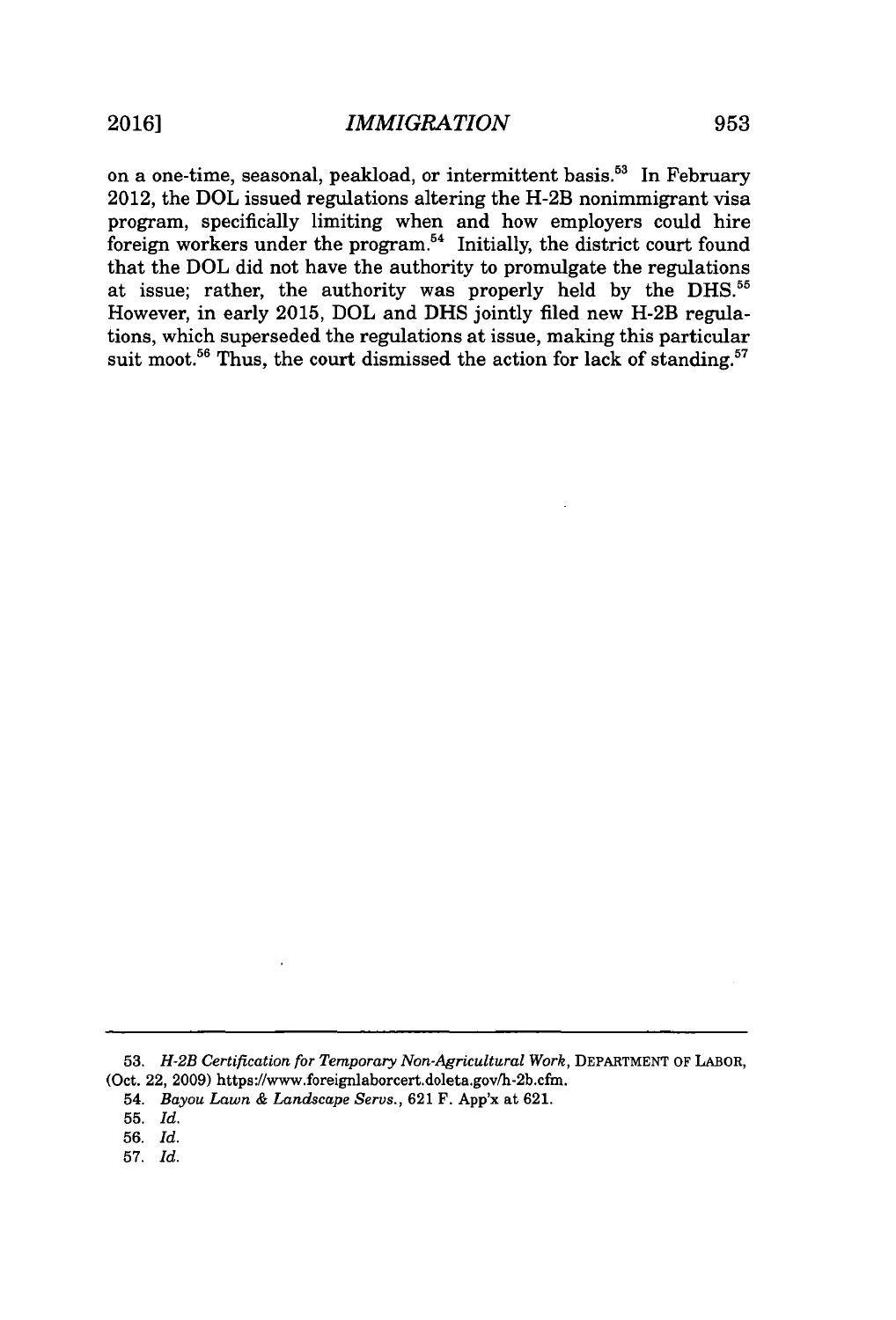on a one-time, seasonal, peakload, or intermittent basis.[53] In February 2012, the DOL issued regulations altering the H-2B nonimmigrant visa program, specifically limiting when and how employers could hire foreign workers under the program.[54] Initially, the district court found that the DOL did not have the authority to promulgate the regulations at issue; rather, the authority was properly held by the DHS.[55] However, in early 2015, DOL and DHS jointly filed new H-2B regulations, which superseded the regulations at issue, making this particular suit moot.[56] Thus, the court dismissed the action for lack of standing.[57]

---

53. *H-2B Certification for Temporary Non-Agricultural Work*, DEPARTMENT OF LABOR, (Oct. 22, 2009) https://www.foreignlaborcert.doleta.gov/h-2b.cfm.

54. *Bayou Lawn & Landscape Servs.*, 621 F. App'x at 621.

55. *Id.*

56. *Id.*

57. *Id.*